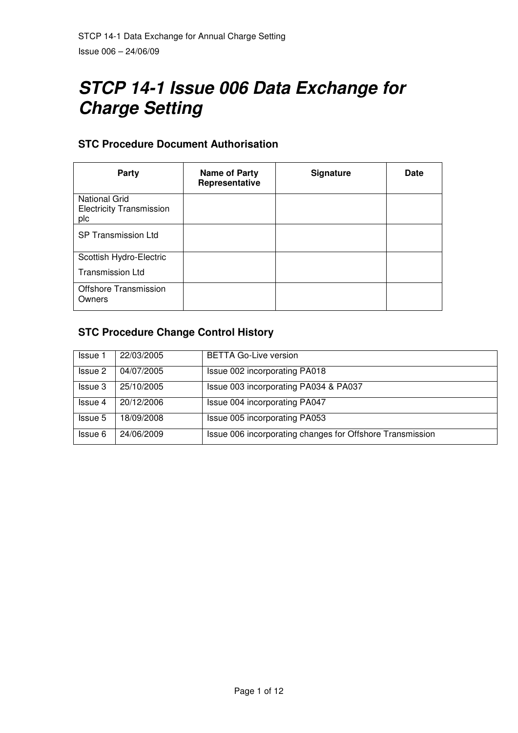# STCP 14-1 Issue 006 Data Exchange for Charge Setting

## STC Procedure Document Authorisation

| Party | Name of Party Representative | Signature | Date |
|---|---|---|---|
| National Grid Electricity Transmission plc | | | |
| SP Transmission Ltd | | | |
| Scottish Hydro-Electric Transmission Ltd | | | |
| Offshore Transmission Owners | | | |

## STC Procedure Change Control History

| | | |
|---|---|---|
| Issue 1 | 22/03/2005 | BETTA Go-Live version |
| Issue 2 | 04/07/2005 | Issue 002 incorporating PA018 |
| Issue 3 | 25/10/2005 | Issue 003 incorporating PA034 & PA037 |
| Issue 4 | 20/12/2006 | Issue 004 incorporating PA047 |
| Issue 5 | 18/09/2008 | Issue 005 incorporating PA053 |
| Issue 6 | 24/06/2009 | Issue 006 incorporating changes for Offshore Transmission |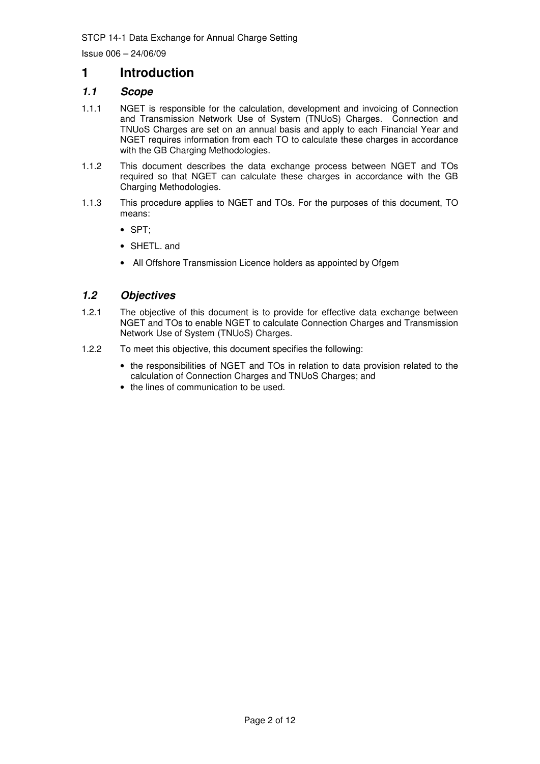# 1 Introduction

## *1.1 Scope*

1.1.1 NGET is responsible for the calculation, development and invoicing of Connection and Transmission Network Use of System (TNUoS) Charges. Connection and TNUoS Charges are set on an annual basis and apply to each Financial Year and NGET requires information from each TO to calculate these charges in accordance with the GB Charging Methodologies.

1.1.2 This document describes the data exchange process between NGET and TOs required so that NGET can calculate these charges in accordance with the GB Charging Methodologies.

1.1.3 This procedure applies to NGET and TOs. For the purposes of this document, TO means:

- SPT;
- SHETL. and
- All Offshore Transmission Licence holders as appointed by Ofgem

## *1.2 Objectives*

1.2.1 The objective of this document is to provide for effective data exchange between NGET and TOs to enable NGET to calculate Connection Charges and Transmission Network Use of System (TNUoS) Charges.

1.2.2 To meet this objective, this document specifies the following:

- the responsibilities of NGET and TOs in relation to data provision related to the calculation of Connection Charges and TNUoS Charges; and
- the lines of communication to be used.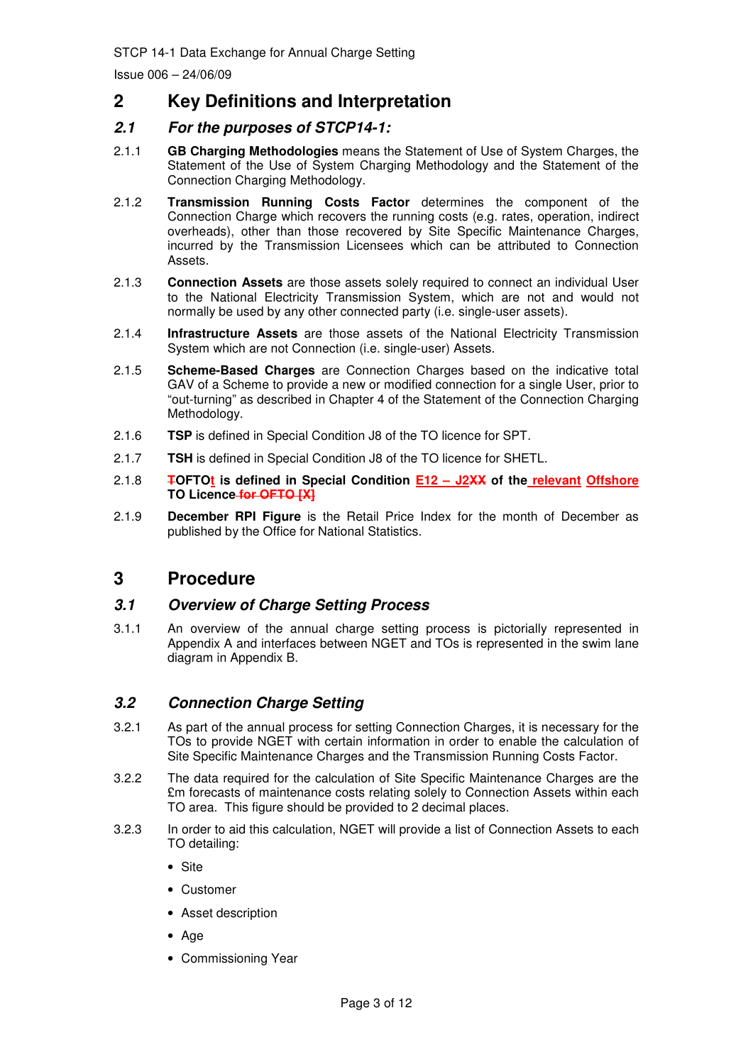# 2 Key Definitions and Interpretation

## *2.1 For the purposes of STCP14-1:*

2.1.1 **GB Charging Methodologies** means the Statement of Use of System Charges, the Statement of the Use of System Charging Methodology and the Statement of the Connection Charging Methodology.

2.1.2 **Transmission Running Costs Factor** determines the component of the Connection Charge which recovers the running costs (e.g. rates, operation, indirect overheads), other than those recovered by Site Specific Maintenance Charges, incurred by the Transmission Licensees which can be attributed to Connection Assets.

2.1.3 **Connection Assets** are those assets solely required to connect an individual User to the National Electricity Transmission System, which are not and would not normally be used by any other connected party (i.e. single-user assets).

2.1.4 **Infrastructure Assets** are those assets of the National Electricity Transmission System which are not Connection (i.e. single-user) Assets.

2.1.5 **Scheme-Based Charges** are Connection Charges based on the indicative total GAV of a Scheme to provide a new or modified connection for a single User, prior to "out-turning" as described in Chapter 4 of the Statement of the Connection Charging Methodology.

2.1.6 **TSP** is defined in Special Condition J8 of the TO licence for SPT.

2.1.7 **TSH** is defined in Special Condition J8 of the TO licence for SHETL.

2.1.8 **~~T~~OFTOt is defined in Special Condition E12 – J2~~XX~~ of the relevant Offshore TO Licence ~~for OFTO [X]~~**

2.1.9 **December RPI Figure** is the Retail Price Index for the month of December as published by the Office for National Statistics.

# 3 Procedure

## *3.1 Overview of Charge Setting Process*

3.1.1 An overview of the annual charge setting process is pictorially represented in Appendix A and interfaces between NGET and TOs is represented in the swim lane diagram in Appendix B.

## *3.2 Connection Charge Setting*

3.2.1 As part of the annual process for setting Connection Charges, it is necessary for the TOs to provide NGET with certain information in order to enable the calculation of Site Specific Maintenance Charges and the Transmission Running Costs Factor.

3.2.2 The data required for the calculation of Site Specific Maintenance Charges are the £m forecasts of maintenance costs relating solely to Connection Assets within each TO area. This figure should be provided to 2 decimal places.

3.2.3 In order to aid this calculation, NGET will provide a list of Connection Assets to each TO detailing:

- Site
- Customer
- Asset description
- Age
- Commissioning Year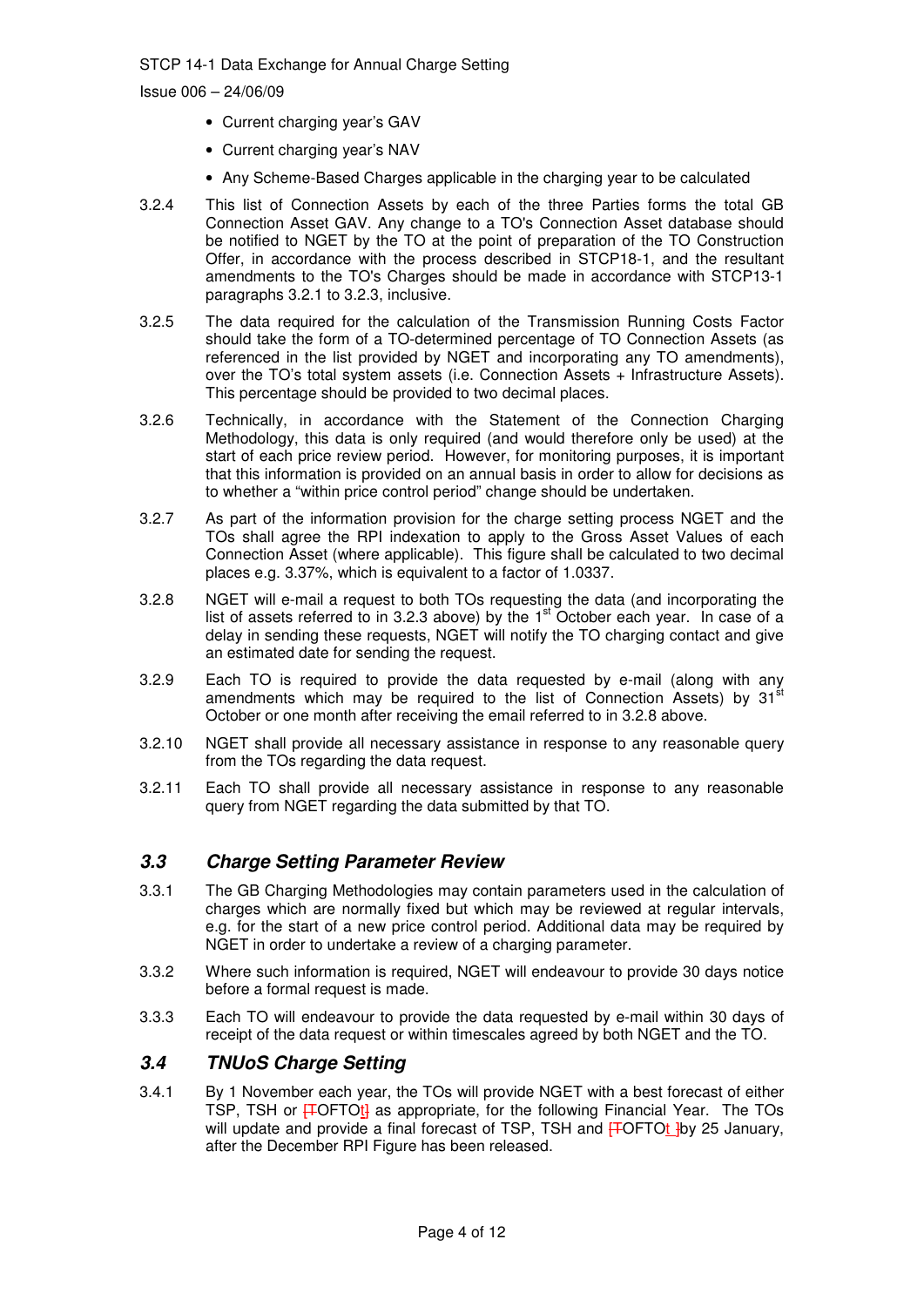- Current charging year's GAV
- Current charging year's NAV
- Any Scheme-Based Charges applicable in the charging year to be calculated

3.2.4 This list of Connection Assets by each of the three Parties forms the total GB Connection Asset GAV. Any change to a TO's Connection Asset database should be notified to NGET by the TO at the point of preparation of the TO Construction Offer, in accordance with the process described in STCP18-1, and the resultant amendments to the TO's Charges should be made in accordance with STCP13-1 paragraphs 3.2.1 to 3.2.3, inclusive.

3.2.5 The data required for the calculation of the Transmission Running Costs Factor should take the form of a TO-determined percentage of TO Connection Assets (as referenced in the list provided by NGET and incorporating any TO amendments), over the TO's total system assets (i.e. Connection Assets + Infrastructure Assets). This percentage should be provided to two decimal places.

3.2.6 Technically, in accordance with the Statement of the Connection Charging Methodology, this data is only required (and would therefore only be used) at the start of each price review period. However, for monitoring purposes, it is important that this information is provided on an annual basis in order to allow for decisions as to whether a "within price control period" change should be undertaken.

3.2.7 As part of the information provision for the charge setting process NGET and the TOs shall agree the RPI indexation to apply to the Gross Asset Values of each Connection Asset (where applicable). This figure shall be calculated to two decimal places e.g. 3.37%, which is equivalent to a factor of 1.0337.

3.2.8 NGET will e-mail a request to both TOs requesting the data (and incorporating the list of assets referred to in 3.2.3 above) by the 1st October each year. In case of a delay in sending these requests, NGET will notify the TO charging contact and give an estimated date for sending the request.

3.2.9 Each TO is required to provide the data requested by e-mail (along with any amendments which may be required to the list of Connection Assets) by 31st October or one month after receiving the email referred to in 3.2.8 above.

3.2.10 NGET shall provide all necessary assistance in response to any reasonable query from the TOs regarding the data request.

3.2.11 Each TO shall provide all necessary assistance in response to any reasonable query from NGET regarding the data submitted by that TO.

## *3.3 Charge Setting Parameter Review*

3.3.1 The GB Charging Methodologies may contain parameters used in the calculation of charges which are normally fixed but which may be reviewed at regular intervals, e.g. for the start of a new price control period. Additional data may be required by NGET in order to undertake a review of a charging parameter.

3.3.2 Where such information is required, NGET will endeavour to provide 30 days notice before a formal request is made.

3.3.3 Each TO will endeavour to provide the data requested by e-mail within 30 days of receipt of the data request or within timescales agreed by both NGET and the TO.

## *3.4 TNUoS Charge Setting*

3.4.1 By 1 November each year, the TOs will provide NGET with a best forecast of either TSP, TSH or [TOFTOt] as appropriate, for the following Financial Year. The TOs will update and provide a final forecast of TSP, TSH and [TOFTOt ]by 25 January, after the December RPI Figure has been released.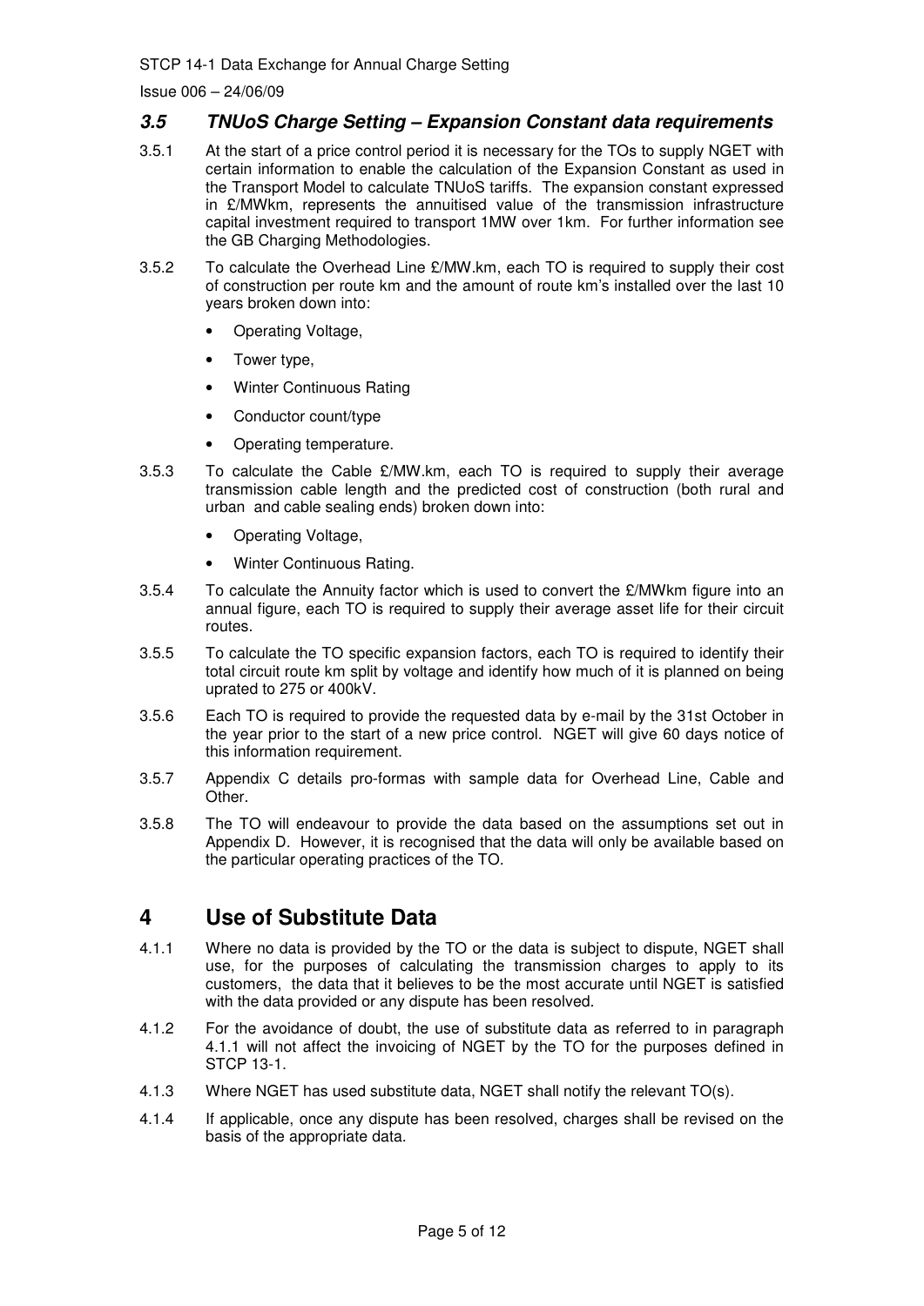### *3.5 TNUoS Charge Setting – Expansion Constant data requirements*

3.5.1 At the start of a price control period it is necessary for the TOs to supply NGET with certain information to enable the calculation of the Expansion Constant as used in the Transport Model to calculate TNUoS tariffs. The expansion constant expressed in £/MWkm, represents the annuitised value of the transmission infrastructure capital investment required to transport 1MW over 1km. For further information see the GB Charging Methodologies.

3.5.2 To calculate the Overhead Line £/MW.km, each TO is required to supply their cost of construction per route km and the amount of route km's installed over the last 10 years broken down into:

- Operating Voltage,
- Tower type,
- Winter Continuous Rating
- Conductor count/type
- Operating temperature.

3.5.3 To calculate the Cable £/MW.km, each TO is required to supply their average transmission cable length and the predicted cost of construction (both rural and urban and cable sealing ends) broken down into:

- Operating Voltage,
- Winter Continuous Rating.

3.5.4 To calculate the Annuity factor which is used to convert the £/MWkm figure into an annual figure, each TO is required to supply their average asset life for their circuit routes.

3.5.5 To calculate the TO specific expansion factors, each TO is required to identify their total circuit route km split by voltage and identify how much of it is planned on being uprated to 275 or 400kV.

3.5.6 Each TO is required to provide the requested data by e-mail by the 31st October in the year prior to the start of a new price control. NGET will give 60 days notice of this information requirement.

3.5.7 Appendix C details pro-formas with sample data for Overhead Line, Cable and Other.

3.5.8 The TO will endeavour to provide the data based on the assumptions set out in Appendix D. However, it is recognised that the data will only be available based on the particular operating practices of the TO.

# 4 Use of Substitute Data

4.1.1 Where no data is provided by the TO or the data is subject to dispute, NGET shall use, for the purposes of calculating the transmission charges to apply to its customers, the data that it believes to be the most accurate until NGET is satisfied with the data provided or any dispute has been resolved.

4.1.2 For the avoidance of doubt, the use of substitute data as referred to in paragraph 4.1.1 will not affect the invoicing of NGET by the TO for the purposes defined in STCP 13-1.

4.1.3 Where NGET has used substitute data, NGET shall notify the relevant TO(s).

4.1.4 If applicable, once any dispute has been resolved, charges shall be revised on the basis of the appropriate data.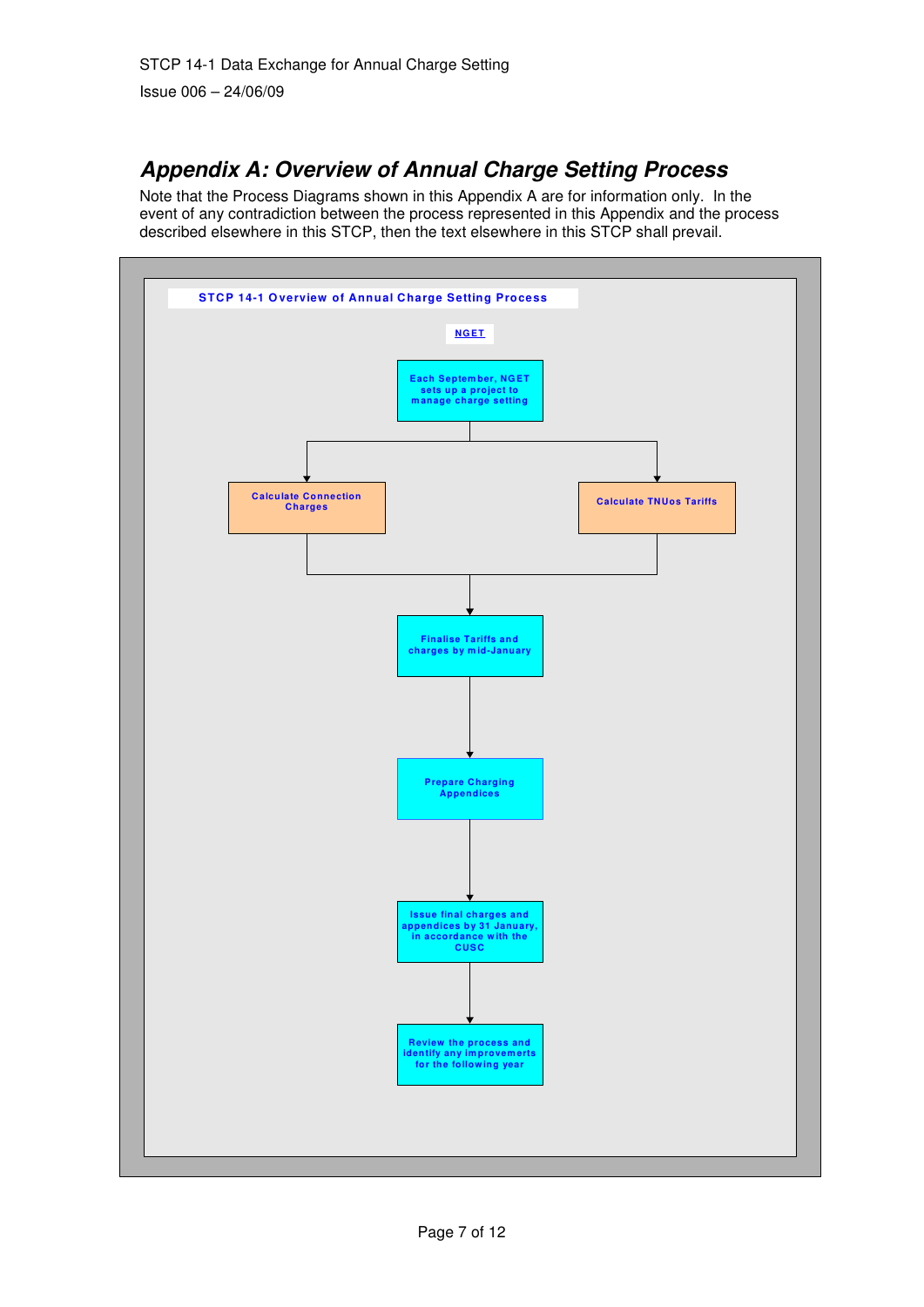## Appendix A: Overview of Annual Charge Setting Process

Note that the Process Diagrams shown in this Appendix A are for information only. In the event of any contradiction between the process represented in this Appendix and the process described elsewhere in this STCP, then the text elsewhere in this STCP shall prevail.

**STCP 14-1 Overview of Annual Charge Setting Process**

NGET

- Each September, NGET sets up a project to manage charge setting
  - Calculate Connection Charges
  - Calculate TNUos Tariffs
- Finalise Tariffs and charges by mid-January
- Prepare Charging Appendices
- Issue final charges and appendices by 31 January, in accordance with the CUSC
- Review the process and identify any improvemerts for the following year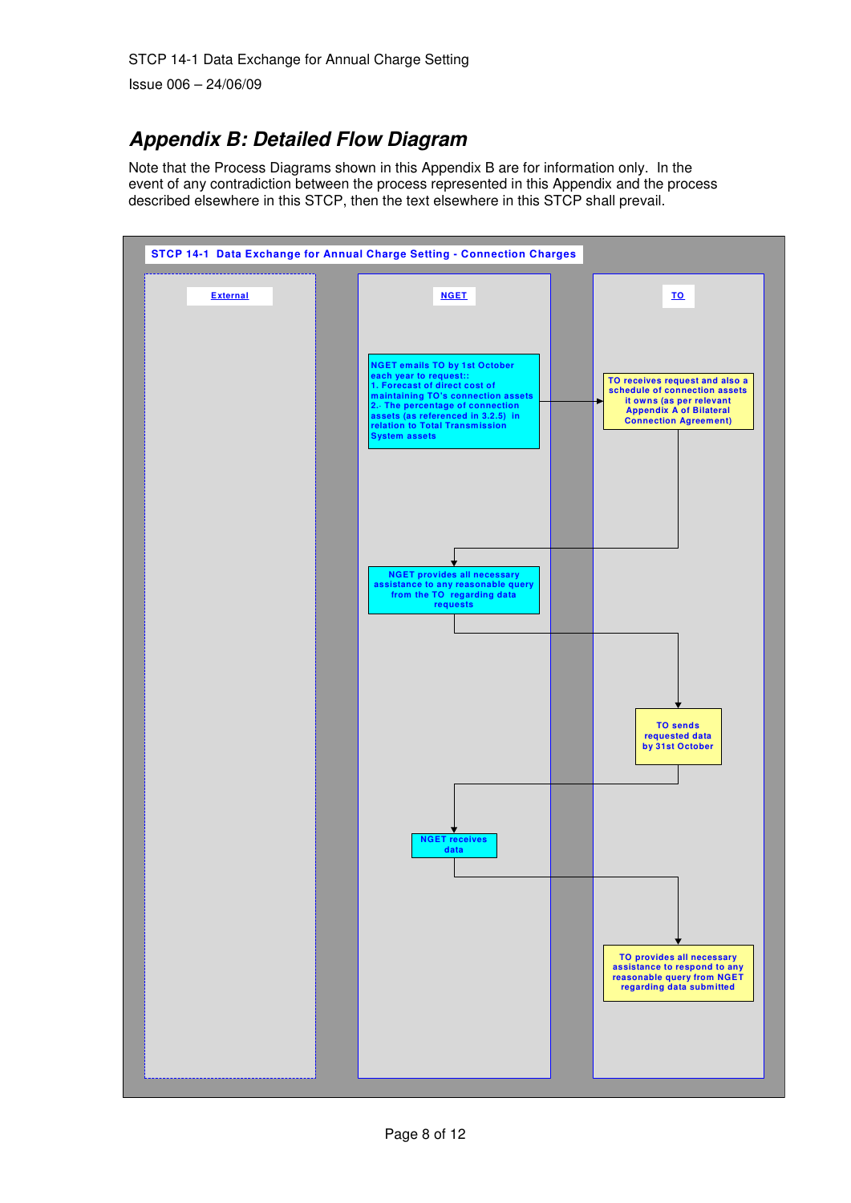# Appendix B: Detailed Flow Diagram

Note that the Process Diagrams shown in this Appendix B are for information only. In the event of any contradiction between the process represented in this Appendix and the process described elsewhere in this STCP, then the text elsewhere in this STCP shall prevail.

**STCP 14-1 Data Exchange for Annual Charge Setting - Connection Charges**

| External | NGET | TO |
|---|---|---|
| | NGET emails TO by 1st October each year to request:: 1. Forecast of direct cost of maintaining TO's connection assets 2.· The percentage of connection assets (as referenced in 3.2.5) in relation to Total Transmission System assets | TO receives request and also a schedule of connection assets it owns (as per relevant Appendix A of Bilateral Connection Agreement) |
| | NGET provides all necessary assistance to any reasonable query from the TO regarding data requests | |
| | | TO sends requested data by 31st October |
| | NGET receives data | |
| | | TO provides all necessary assistance to respond to any reasonable query from NGET regarding data submitted |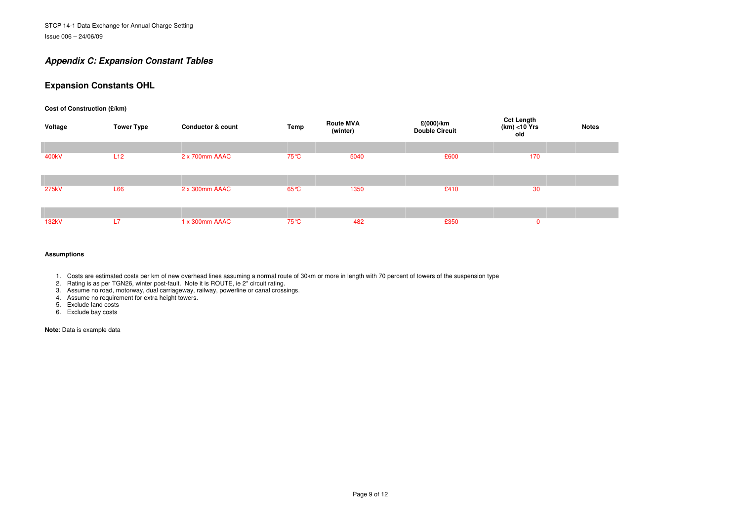## Appendix C: Expansion Constant Tables

## Expansion Constants OHL

**Cost of Construction (£/km)**

| Voltage | Tower Type | Conductor & count | Temp | Route MVA (winter) | £(000)/km Double Circuit | Cct Length (km) <10 Yrs old | Notes |
|---|---|---|---|---|---|---|---|
| 400kV | L12 | 2 x 700mm AAAC | 75°C | 5040 | £600 | 170 | |
| 275kV | L66 | 2 x 300mm AAAC | 65°C | 1350 | £410 | 30 | |
| 132kV | L7 | 1 x 300mm AAAC | 75°C | 482 | £350 | 0 | |

**Assumptions**

1. Costs are estimated costs per km of new overhead lines assuming a normal route of 30km or more in length with 70 percent of towers of the suspension type
2. Rating is as per TGN26, winter post-fault. Note it is ROUTE, ie 2* circuit rating.
3. Assume no road, motorway, dual carriageway, railway, powerline or canal crossings.
4. Assume no requirement for extra height towers.
5. Exclude land costs
6. Exclude bay costs

**Note**: Data is example data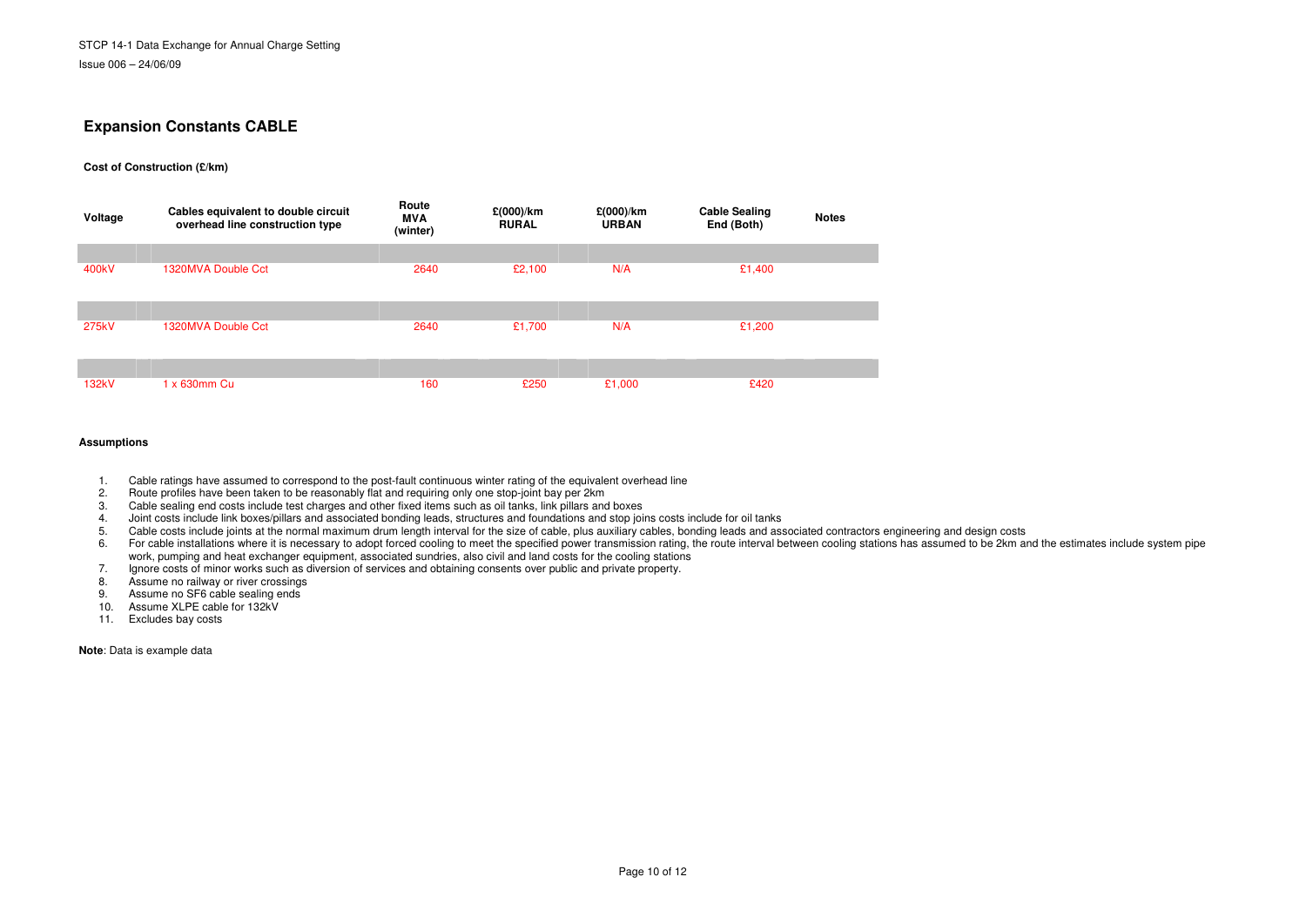## Expansion Constants CABLE

**Cost of Construction (£/km)**

| Voltage | Cables equivalent to double circuit overhead line construction type | Route MVA (winter) | £(000)/km RURAL | £(000)/km URBAN | Cable Sealing End (Both) | Notes |
|---|---|---|---|---|---|---|
| 400kV | 1320MVA Double Cct | 2640 | £2,100 | N/A | £1,400 | |
| 275kV | 1320MVA Double Cct | 2640 | £1,700 | N/A | £1,200 | |
| 132kV | 1 x 630mm Cu | 160 | £250 | £1,000 | £420 | |

**Assumptions**

1. Cable ratings have assumed to correspond to the post-fault continuous winter rating of the equivalent overhead line
2. Route profiles have been taken to be reasonably flat and requiring only one stop-joint bay per 2km
3. Cable sealing end costs include test charges and other fixed items such as oil tanks, link pillars and boxes
4. Joint costs include link boxes/pillars and associated bonding leads, structures and foundations and stop joins costs include for oil tanks
5. Cable costs include joints at the normal maximum drum length interval for the size of cable, plus auxiliary cables, bonding leads and associated contractors engineering and design costs
6. For cable installations where it is necessary to adopt forced cooling to meet the specified power transmission rating, the route interval between cooling stations has assumed to be 2km and the estimates include system pipe work, pumping and heat exchanger equipment, associated sundries, also civil and land costs for the cooling stations
7. Ignore costs of minor works such as diversion of services and obtaining consents over public and private property.
8. Assume no railway or river crossings
9. Assume no SF6 cable sealing ends
10. Assume XLPE cable for 132kV
11. Excludes bay costs

**Note**: Data is example data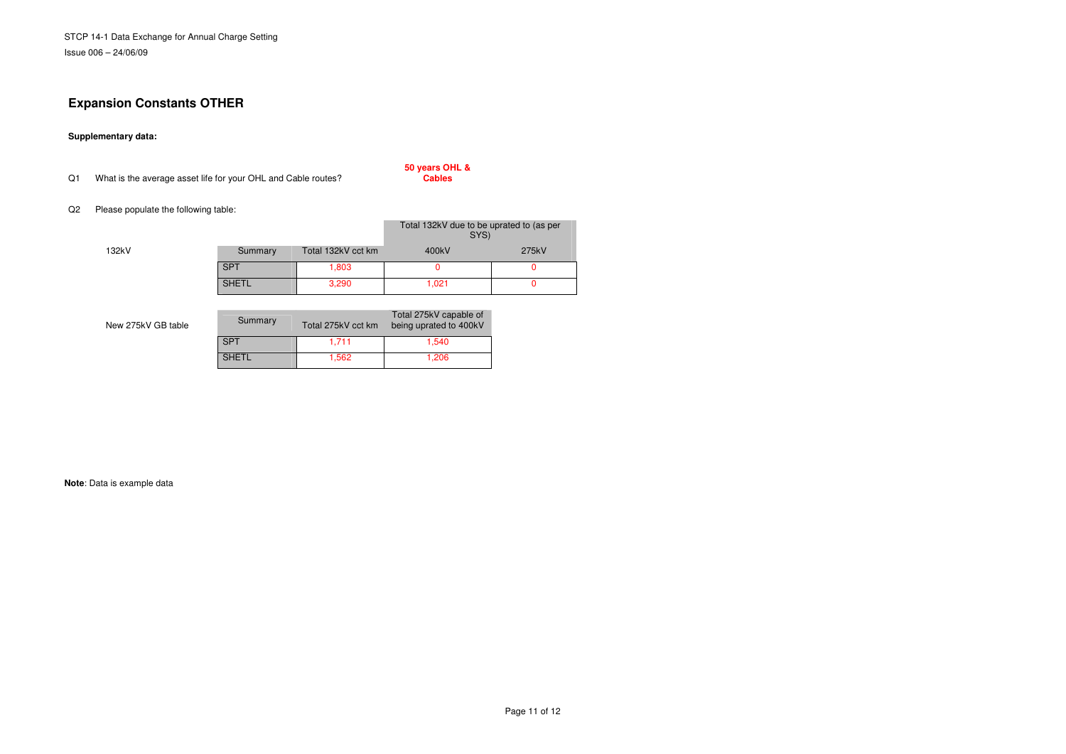## Expansion Constants OTHER

**Supplementary data:**

Q1 What is the average asset life for your OHL and Cable routes? **50 years OHL & Cables**

Q2 Please populate the following table:

132kV

| Summary | Total 132kV cct km | Total 132kV due to be uprated to (as per SYS) | |
|---|---|---|---|
| | | 400kV | 275kV |
| SPT | 1,803 | 0 | 0 |
| SHETL | 3,290 | 1,021 | 0 |

New 275kV GB table

| Summary | Total 275kV cct km | Total 275kV capable of being uprated to 400kV |
|---|---|---|
| SPT | 1,711 | 1,540 |
| SHETL | 1,562 | 1,206 |

**Note**: Data is example data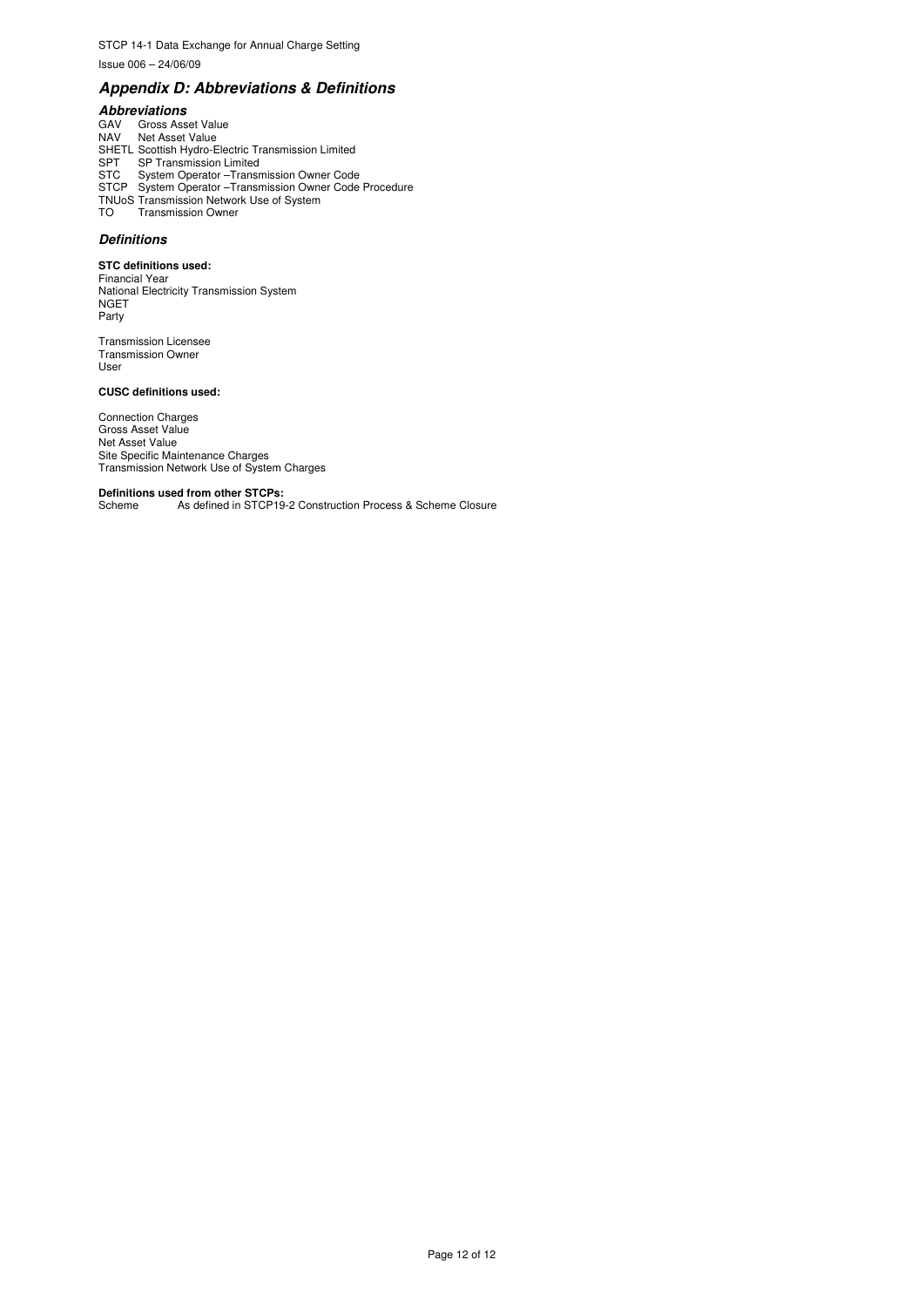## *Appendix D: Abbreviations & Definitions*

### *Abbreviations*

GAV Gross Asset Value
NAV Net Asset Value
SHETL Scottish Hydro-Electric Transmission Limited
SPT SP Transmission Limited
STC System Operator –Transmission Owner Code
STCP System Operator –Transmission Owner Code Procedure
TNUoS Transmission Network Use of System
TO Transmission Owner

### *Definitions*

**STC definitions used:**

Financial Year
National Electricity Transmission System
NGET
Party

Transmission Licensee
Transmission Owner
User

**CUSC definitions used:**

Connection Charges
Gross Asset Value
Net Asset Value
Site Specific Maintenance Charges
Transmission Network Use of System Charges

**Definitions used from other STCPs:**

Scheme As defined in STCP19-2 Construction Process & Scheme Closure